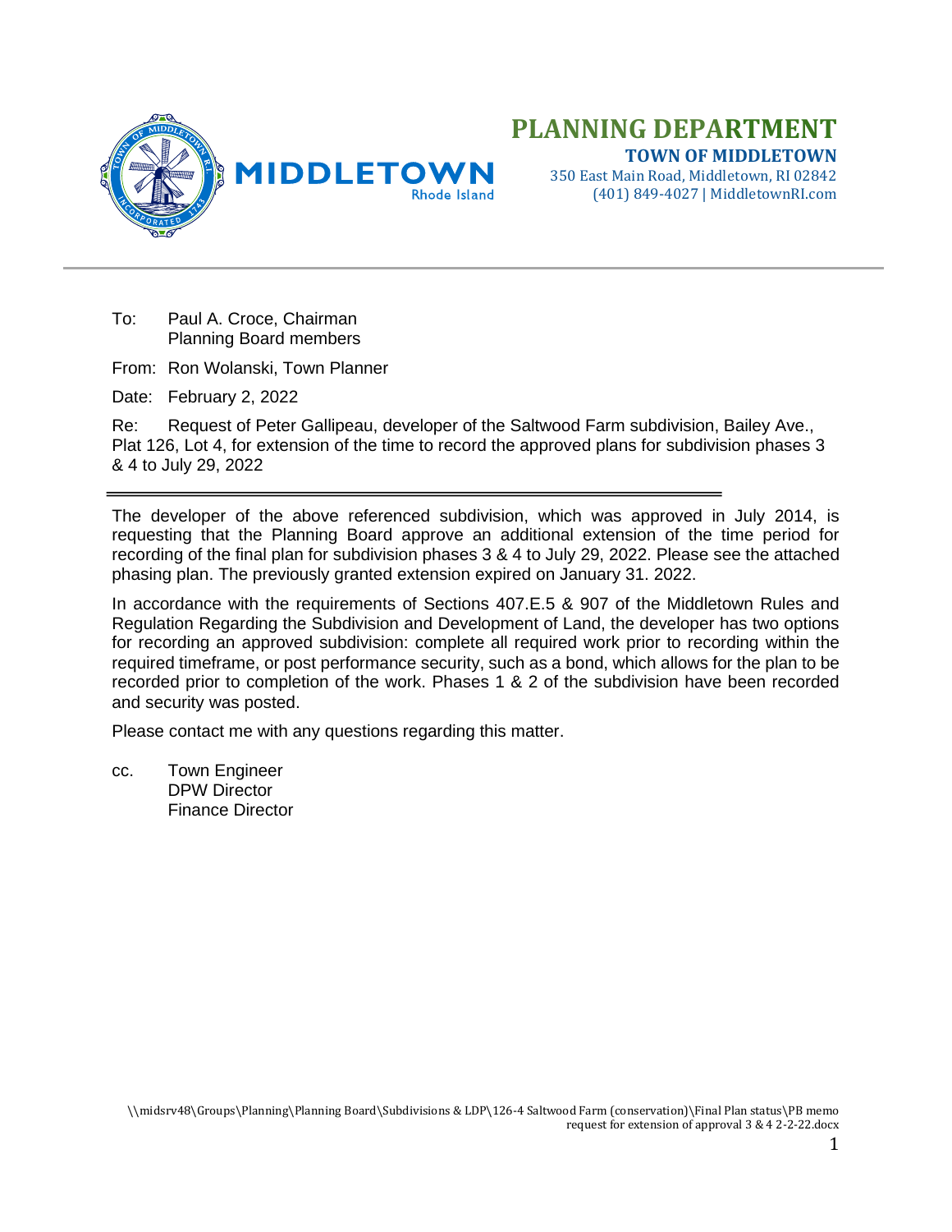# PLANNING DEPARTMENT

**TOWN OF MIDDLETOWN**
350 East Main Road, Middletown, RI 02842
(401) 849-4027 | MiddletownRI.com

MIDDLETOWN Rhode Island

To: Paul A. Croce, Chairman
Planning Board members

From: Ron Wolanski, Town Planner

Date: February 2, 2022

Re: Request of Peter Gallipeau, developer of the Saltwood Farm subdivision, Bailey Ave., Plat 126, Lot 4, for extension of the time to record the approved plans for subdivision phases 3 & 4 to July 29, 2022

---

The developer of the above referenced subdivision, which was approved in July 2014, is requesting that the Planning Board approve an additional extension of the time period for recording of the final plan for subdivision phases 3 & 4 to July 29, 2022. Please see the attached phasing plan. The previously granted extension expired on January 31. 2022.

In accordance with the requirements of Sections 407.E.5 & 907 of the Middletown Rules and Regulation Regarding the Subdivision and Development of Land, the developer has two options for recording an approved subdivision: complete all required work prior to recording within the required timeframe, or post performance security, such as a bond, which allows for the plan to be recorded prior to completion of the work. Phases 1 & 2 of the subdivision have been recorded and security was posted.

Please contact me with any questions regarding this matter.

cc. Town Engineer
DPW Director
Finance Director

\\midsrv48\Groups\Planning\Planning Board\Subdivisions & LDP\126-4 Saltwood Farm (conservation)\Final Plan status\PB memo request for extension of approval 3 & 4 2-2-22.docx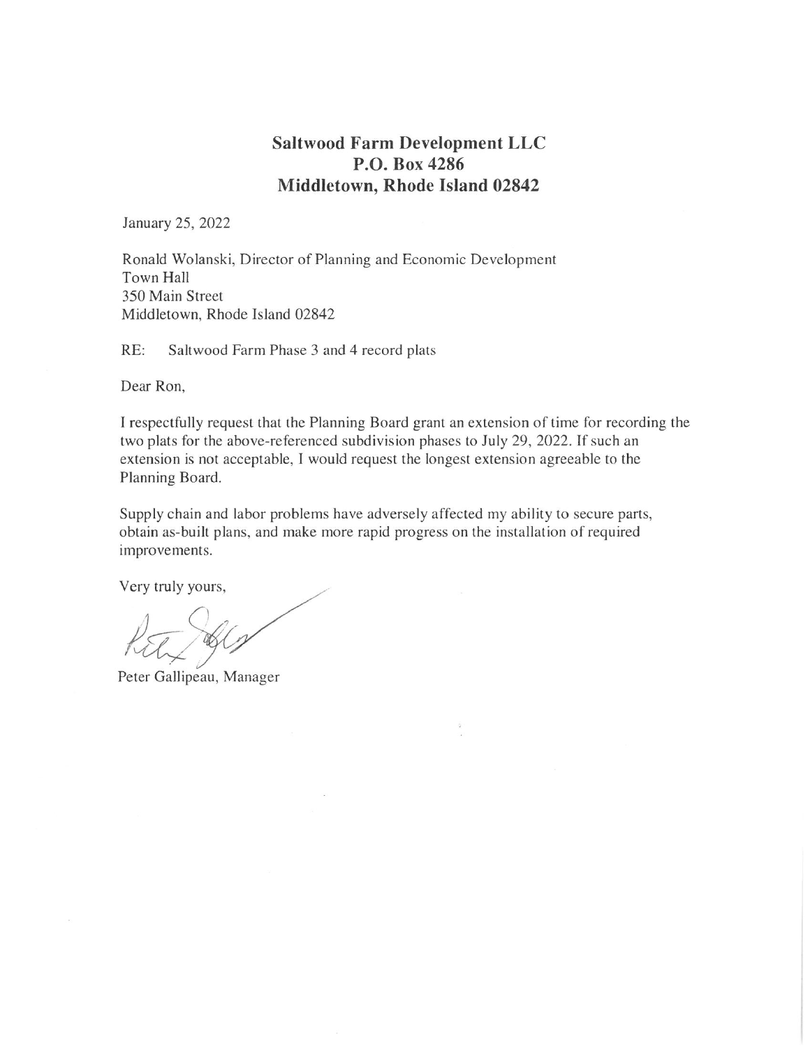**Saltwood Farm Development LLC**
**P.O. Box 4286**
**Middletown, Rhode Island 02842**

January 25, 2022

Ronald Wolanski, Director of Planning and Economic Development
Town Hall
350 Main Street
Middletown, Rhode Island 02842

RE: Saltwood Farm Phase 3 and 4 record plats

Dear Ron,

I respectfully request that the Planning Board grant an extension of time for recording the two plats for the above-referenced subdivision phases to July 29, 2022. If such an extension is not acceptable, I would request the longest extension agreeable to the Planning Board.

Supply chain and labor problems have adversely affected my ability to secure parts, obtain as-built plans, and make more rapid progress on the installation of required improvements.

Very truly yours,

Peter Gallipeau, Manager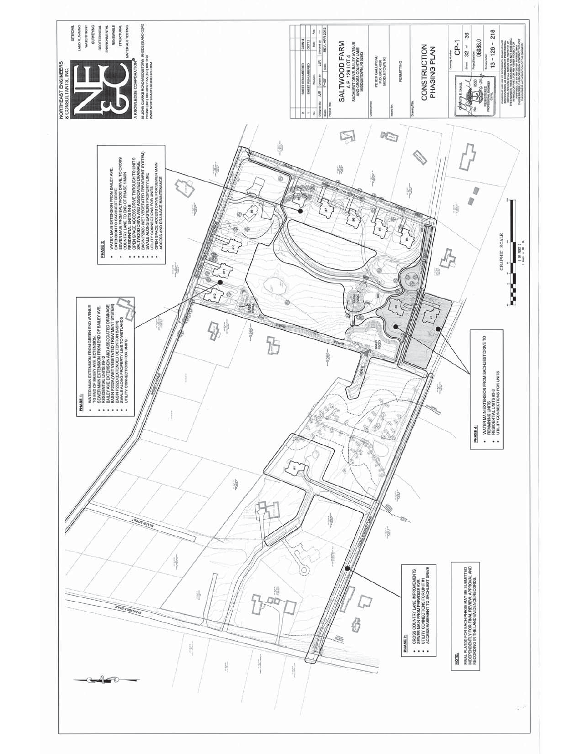NORTHEAST ENGINEERS & CONSULTANTS, INC.

SITE/CIVIL
LAND PLANNING
WATERFRONT
SURVEYING
GEOTECHNICAL
ENVIRONMENTAL
RENEWABLE
STRUCTURAL
MATERIALS TESTING

A KNOWLEDGE CORPORATION®

55 JOHN CLARKE ROAD MIDDLETOWN, RHODE ISLAND 02842
PHONE (401) 849-0810 FAX (401) 846-4169
WWW.NORTHEASTENGINEERS.COM

| No. | Revision | Date | App. |
|---|---|---|---|
| 2 | SHEET RENUMBERED | 10JAN14 | |
| 1 | SHEET RENUMBERED | OCT13 | |

Designed By: AJR | Drawn by: AJR | Checked by: —
Scale: 1"=60' | Date: REV. APR 2013

Project Title:

SALTWOOD FARM
A.P. 126 LOT 4
SACHUEST DRIVE, BAILEY AVENUE AND CROSS COUNTRY LANE
MIDDLETOWN, RI 02842

Client/Owner:

PETER GALLIPEAU
P.O. BOX 4296
MIDDLETOWN RI

Issued for:

PERMITTING

Drawing Title:

CONSTRUCTION PHASING PLAN

Drawing Number: CP-1
Sheet: 32 of 36
Project Number: 06088.0
Drawing Index: 13 - 126 - 218

REGISTERED PROFESSIONAL ENGINEER CIVIL

No. 8550

OWNERSHIP AND USE OF DOCUMENTS: DRAWINGS AND SPECIFICATIONS, AS INSTRUMENTS OF PROFESSIONAL SERVICE, ARE THE PROPERTY OF THE ENGINEER. THESE DOCUMENTS ARE NOT TO BE USED, IN WHOLE OR IN PART, FOR OTHER PROJECTS OR PURPOSES, OR BY ANY OTHER PARTIES, THAN THOSE PROPERLY AUTHORIZED BY CONTRACT, WITHOUT THE EXPRESS AUTHORIZATION OF THE ENGINEER.

**PHASE 1:**

- WATER MAIN EXTENSION FROM GREEN END AVENUE TO END OF BAILEY AVE. EXTENSION
- SEWER MAIN EXTENSION FROM END OF BAILEY AVE.
- RESIDENTIAL UNITS #9-12
- BAILEY AVE EXTENSION AND ASSOCIATED DRAINAGE
- BASIN P202A (WET VEGETATED TREATMENT SYSTEM)
- BASIN P202D (EXTENDED DETENTION BASIN)
- SWALE ALONG PROPERTY LINE TO WETLANDS
- UTILITY CONNECTIONS FOR UNITS

**PHASE 2:**

- CROSS COUNTRY LANE IMPROVEMENTS
- SEWER MAIN FROM PARADISE AVE.
- UTILITY CONNECTIONS FOR UNIT #1
- ACCESS EASEMENT TO SACHUEST DRIVE

**PHASE 3:**

- WATER MAIN EXTENSION FROM BAILEY AVE. EXTENSION TO SACHUEST DRIVE
- SEWER MAIN FROM SALTWOOD DRIVE, TO CROSS COUNTRY LANE TO END OF PHASE 1 MAIN
- RESIDENTIAL UNITS #4-8
- OPEN SPACE ACCESS DRIVE THROUGH TO UNIT 9
- SALTWOOD DRIVE AND ASSOCIATED DRAINAGE
- BASIN P202C (WET VEGETATED TREATMENT SYSTEM)
- SWALE ALONG EASTERN PROPERTY LINE
- UTILITY CONNECTIONS FOR UNITS
- OPEN SPACE ACCESS DRIVE FOR SEWER MAIN ACCESS AND DRAINAGE MAINTENANCE

**PHASE 4:**

- WATER MAIN EXTENSION FROM SACHUEST DRIVE TO REMAINING UNITS
- RESIDENTIAL UNITS #2-3
- UTILITY CONNECTIONS FOR UNITS

**NOTE:**

FINAL PLAT(S) FOR EACH PHASE MAY BE SUBMITTED INDEPENDENTLY FOR FINAL REVIEW, APPROVAL AND RECORDING IN THE LAND EVIDENCE RECORDS.

GRAPHIC SCALE

( IN FEET )
1 inch = 60 ft.

PARADISE AVENUE
MILLER STREET
BAILEY AVENUE
CROSS COUNTRY LANE
SACHUEST DRIVE
SALTWOOD DRIVE
SWALE
BASIN P202A
BASIN P202C
BASIN P202D